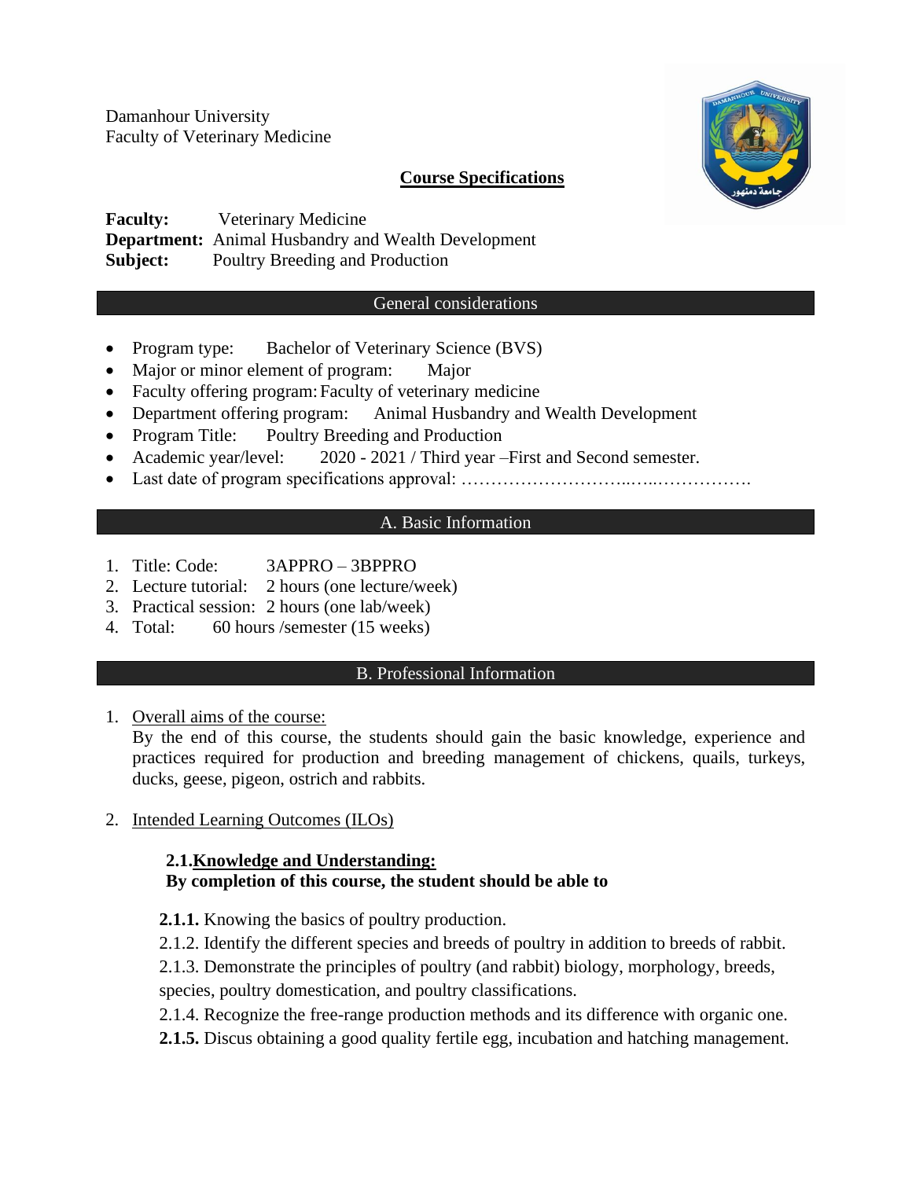Damanhour University
Faculty of Veterinary Medicine

## Course Specifications

**Faculty:** Veterinary Medicine
**Department:** Animal Husbandry and Wealth Development
**Subject:** Poultry Breeding and Production

### General considerations

- Program type: Bachelor of Veterinary Science (BVS)
- Major or minor element of program: Major
- Faculty offering program: Faculty of veterinary medicine
- Department offering program: Animal Husbandry and Wealth Development
- Program Title: Poultry Breeding and Production
- Academic year/level: 2020 - 2021 / Third year –First and Second semester.
- Last date of program specifications approval: ………………………..…..…………….

### A. Basic Information

1. Title: Code: 3APPRO – 3BPPRO
2. Lecture tutorial: 2 hours (one lecture/week)
3. Practical session: 2 hours (one lab/week)
4. Total: 60 hours /semester (15 weeks)

### B. Professional Information

1. Overall aims of the course:
   By the end of this course, the students should gain the basic knowledge, experience and practices required for production and breeding management of chickens, quails, turkeys, ducks, geese, pigeon, ostrich and rabbits.

2. Intended Learning Outcomes (ILOs)

**2.1.Knowledge and Understanding:**
**By completion of this course, the student should be able to**

**2.1.1.** Knowing the basics of poultry production.
2.1.2. Identify the different species and breeds of poultry in addition to breeds of rabbit.
2.1.3. Demonstrate the principles of poultry (and rabbit) biology, morphology, breeds, species, poultry domestication, and poultry classifications.
2.1.4. Recognize the free-range production methods and its difference with organic one.
**2.1.5.** Discus obtaining a good quality fertile egg, incubation and hatching management.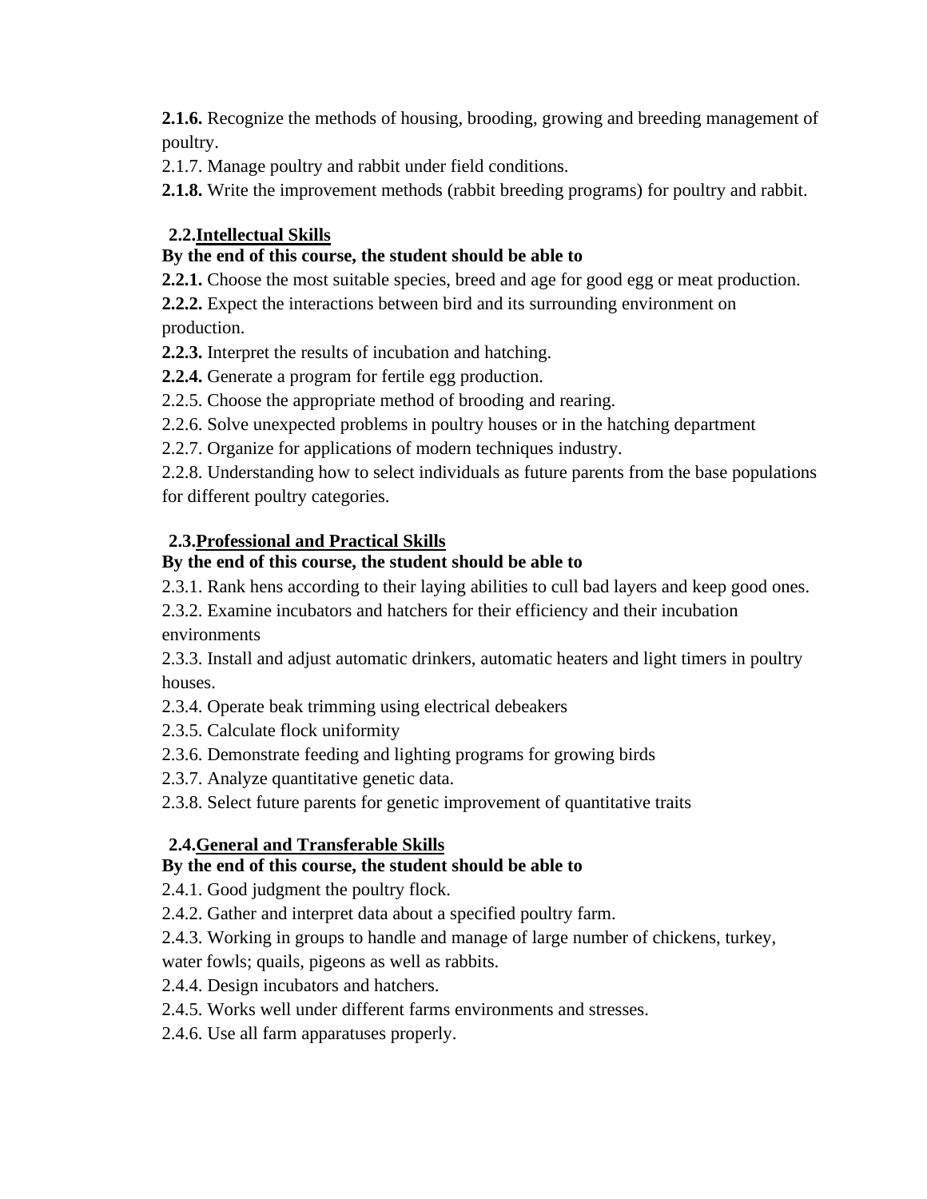**2.1.6.** Recognize the methods of housing, brooding, growing and breeding management of poultry.

2.1.7. Manage poultry and rabbit under field conditions.

**2.1.8.** Write the improvement methods (rabbit breeding programs) for poultry and rabbit.

### 2.2. <u>Intellectual Skills</u>

**By the end of this course, the student should be able to**

**2.2.1.** Choose the most suitable species, breed and age for good egg or meat production.

**2.2.2.** Expect the interactions between bird and its surrounding environment on production.

**2.2.3.** Interpret the results of incubation and hatching.

**2.2.4.** Generate a program for fertile egg production.

2.2.5. Choose the appropriate method of brooding and rearing.

2.2.6. Solve unexpected problems in poultry houses or in the hatching department

2.2.7. Organize for applications of modern techniques industry.

2.2.8. Understanding how to select individuals as future parents from the base populations for different poultry categories.

### 2.3. <u>Professional and Practical Skills</u>

**By the end of this course, the student should be able to**

2.3.1. Rank hens according to their laying abilities to cull bad layers and keep good ones.

2.3.2. Examine incubators and hatchers for their efficiency and their incubation environments

2.3.3. Install and adjust automatic drinkers, automatic heaters and light timers in poultry houses.

2.3.4. Operate beak trimming using electrical debeakers

2.3.5. Calculate flock uniformity

2.3.6. Demonstrate feeding and lighting programs for growing birds

2.3.7. Analyze quantitative genetic data.

2.3.8. Select future parents for genetic improvement of quantitative traits

### 2.4. <u>General and Transferable Skills</u>

**By the end of this course, the student should be able to**

2.4.1. Good judgment the poultry flock.

2.4.2. Gather and interpret data about a specified poultry farm.

2.4.3. Working in groups to handle and manage of large number of chickens, turkey, water fowls; quails, pigeons as well as rabbits.

2.4.4. Design incubators and hatchers.

2.4.5. Works well under different farms environments and stresses.

2.4.6. Use all farm apparatuses properly.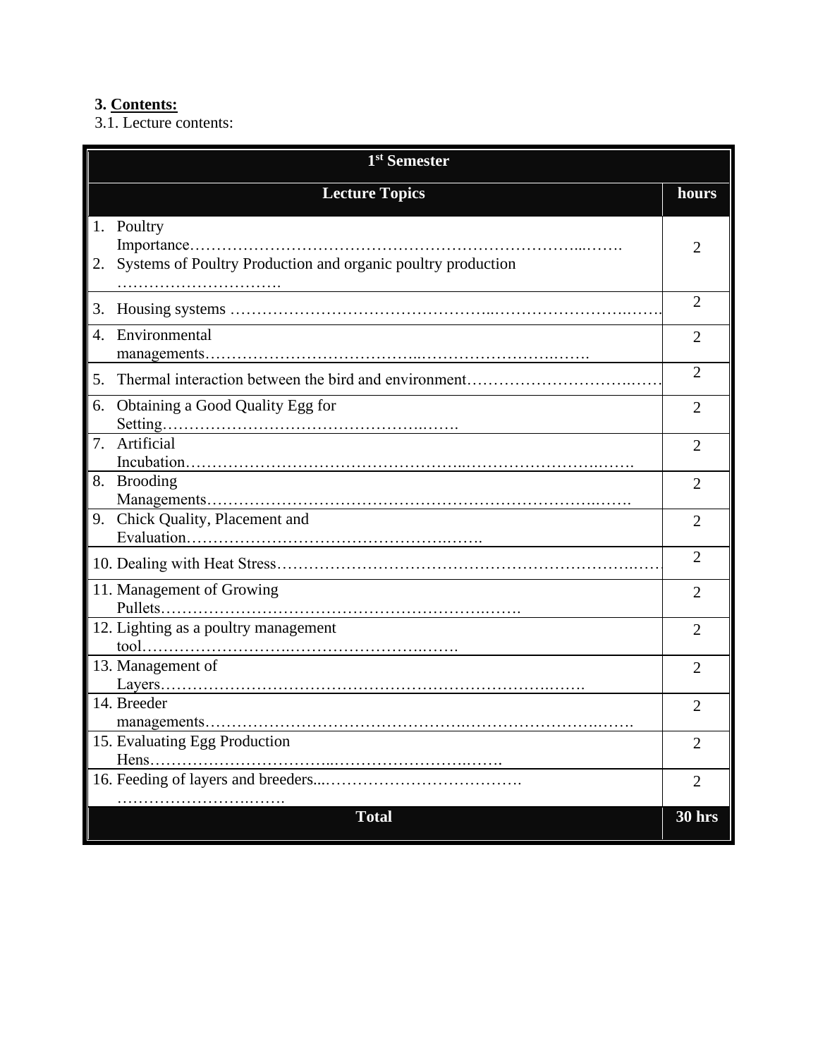**3. Contents:**

3.1. Lecture contents:

| 1st Semester | |
|---|---|
| **Lecture Topics** | **hours** |
| 1. Poultry Importance……………………………………………………………...……. <br> 2. Systems of Poultry Production and organic poultry production …………………………. | 2 |
| 3. Housing systems ………………………………………..……………………..……. | 2 |
| 4. Environmental managements………………………………...…………………….……. | 2 |
| 5. Thermal interaction between the bird and environment……………………………..…… | 2 |
| 6. Obtaining a Good Quality Egg for Setting…………………………………………..……. | 2 |
| 7. Artificial Incubation…………………………………………...…………………….……. | 2 |
| 8. Brooding Managements……………………………………………………………..……. | 2 |
| 9. Chick Quality, Placement and Evaluation…………………………………………..……. | 2 |
| 10. Dealing with Heat Stress……………………………………………………………..…… | 2 |
| 11. Management of Growing Pullets………………………………………………………..……. | 2 |
| 12. Lighting as a poultry management tool……………………..………………………..……. | 2 |
| 13. Management of Layers……………………………………………………………..……. | 2 |
| 14. Breeder managements……………………………………..……………………..……. | 2 |
| 15. Evaluating Egg Production Hens…………………………..……………………..……. | 2 |
| 16. Feeding of layers and breeders...………………………………. ……………………..……. | 2 |
| **Total** | **30 hrs** |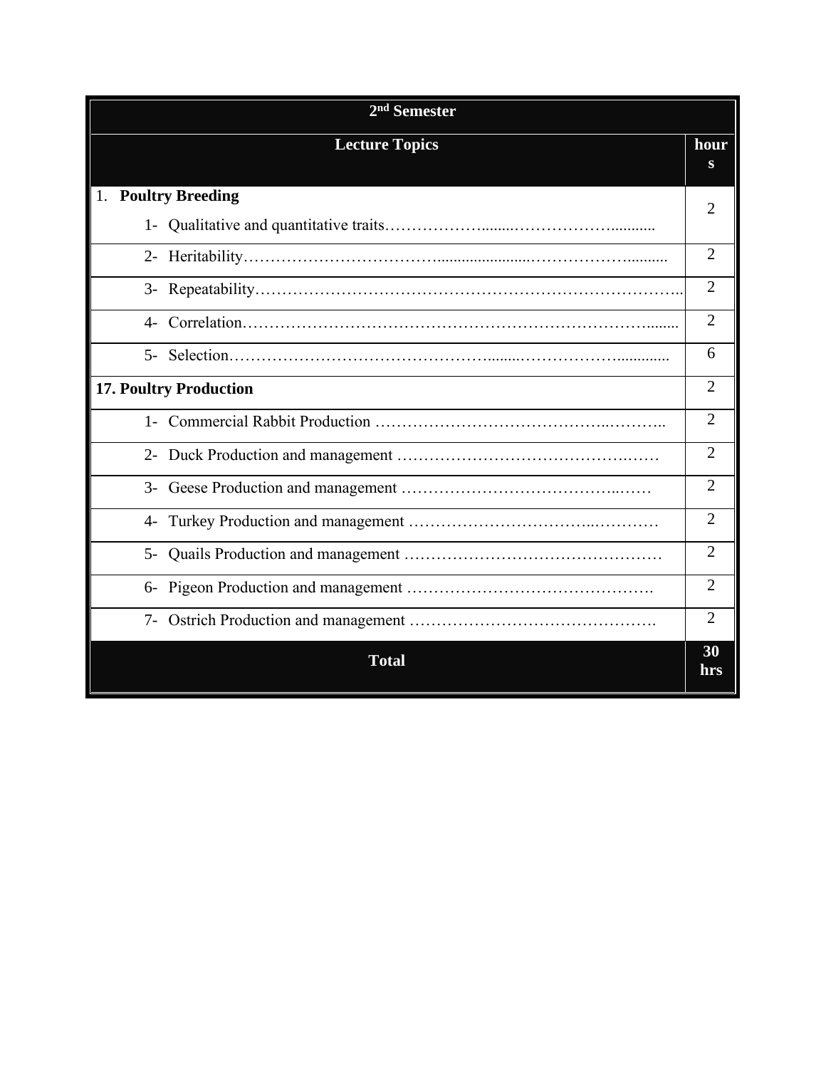| 2nd Semester | |
|---|---|
| **Lecture Topics** | **hours** |
| 1. **Poultry Breeding**<br>1- Qualitative and quantitative traits………………........………………........... | 2 |
| 2- Heritability……………………………......................……………….......... | 2 |
| 3- Repeatability…………………………………………………………………….. | 2 |
| 4- Correlation……………………………………………………………………........ | 2 |
| 5- Selection…………………………………………........………………............. | 6 |
| **17. Poultry Production** | 2 |
| 1- Commercial Rabbit Production ……………………………………..……….. | 2 |
| 2- Duck Production and management …………………………………….…… | 2 |
| 3- Geese Production and management ……………………………………..…… | 2 |
| 4- Turkey Production and management …………………………..………… | 2 |
| 5- Quails Production and management ………………………………………… | 2 |
| 6- Pigeon Production and management ………………………………………. | 2 |
| 7- Ostrich Production and management ……………………….……………. | 2 |
| **Total** | **30 hrs** |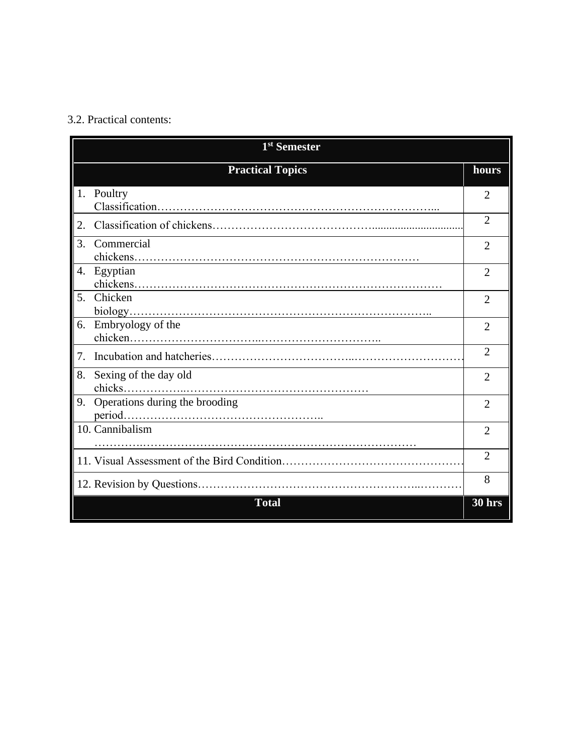3.2. Practical contents:

| 1st Semester | |
|---|---|
| **Practical Topics** | **hours** |
| 1. Poultry Classification………………………………………………………………... | 2 |
| 2. Classification of chickens…………………………………................................ | 2 |
| 3. Commercial chickens………………………………………………………………… | 2 |
| 4. Egyptian chickens……………………………………………………………………… | 2 |
| 5. Chicken biology…………………………………………………………………….. | 2 |
| 6. Embryology of the chicken……………………………..………………………….. | 2 |
| 7. Incubation and hatcheries……………………………..………………………… | 2 |
| 8. Sexing of the day old chicks……………..………………………………………… | 2 |
| 9. Operations during the brooding period…………………………………………….. | 2 |
| 10. Cannibalism …………..……………………………………………………………… | 2 |
| 11. Visual Assessment of the Bird Condition………………………………………… | 2 |
| 12. Revision by Questions………………………………………………...………… | 8 |
| **Total** | **30 hrs** |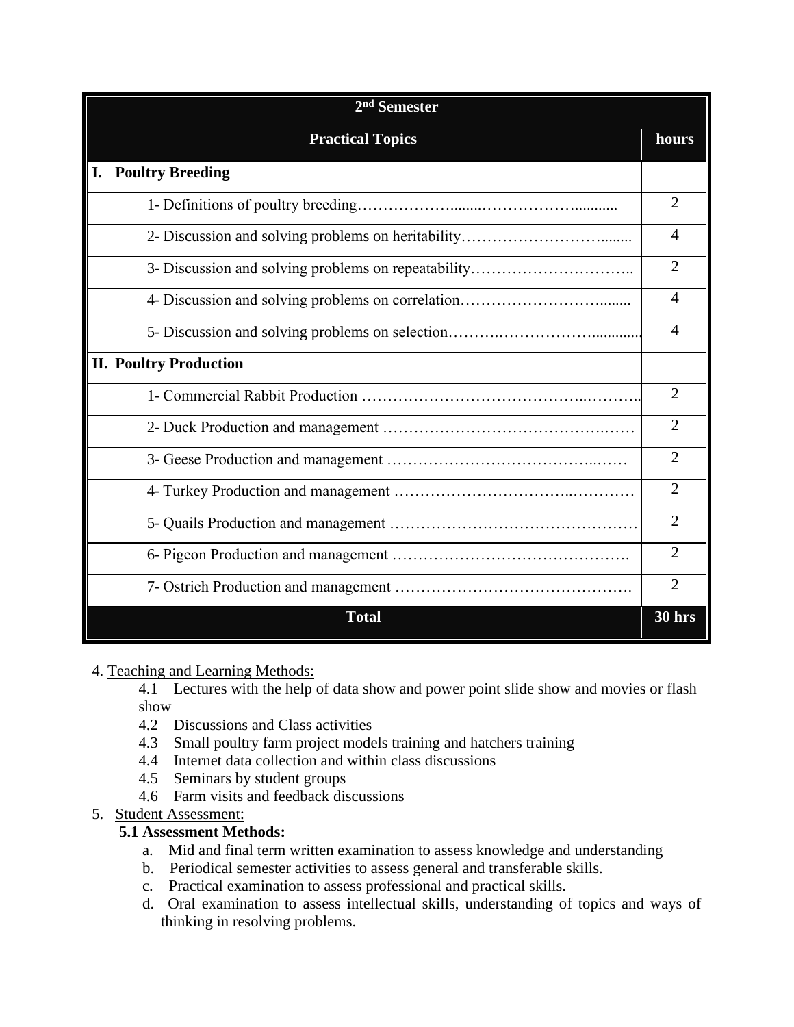| 2nd Semester | |
|---|---|
| **Practical Topics** | **hours** |
| **I. Poultry Breeding** | |
| 1- Definitions of poultry breeding………………........……………….......... | 2 |
| 2- Discussion and solving problems on heritability………………………........ | 4 |
| 3- Discussion and solving problems on repeatability………………………….. | 2 |
| 4- Discussion and solving problems on correlation…………………………....... | 4 |
| 5- Discussion and solving problems on selection……….……………….............. | 4 |
| **II. Poultry Production** | |
| 1- Commercial Rabbit Production …………………………………..……….. | 2 |
| 2- Duck Production and management ……………………………………..…… | 2 |
| 3- Geese Production and management ………………………………..…… | 2 |
| 4- Turkey Production and management …………………………..………… | 2 |
| 5- Quails Production and management ………………………………………… | 2 |
| 6- Pigeon Production and management ………………………………………. | 2 |
| 7- Ostrich Production and management ……………………………….………. | 2 |
| **Total** | **30 hrs** |

4. Teaching and Learning Methods:

4.1 Lectures with the help of data show and power point slide show and movies or flash show
4.2 Discussions and Class activities
4.3 Small poultry farm project models training and hatchers training
4.4 Internet data collection and within class discussions
4.5 Seminars by student groups
4.6 Farm visits and feedback discussions

5. Student Assessment:

**5.1 Assessment Methods:**

a. Mid and final term written examination to assess knowledge and understanding
b. Periodical semester activities to assess general and transferable skills.
c. Practical examination to assess professional and practical skills.
d. Oral examination to assess intellectual skills, understanding of topics and ways of thinking in resolving problems.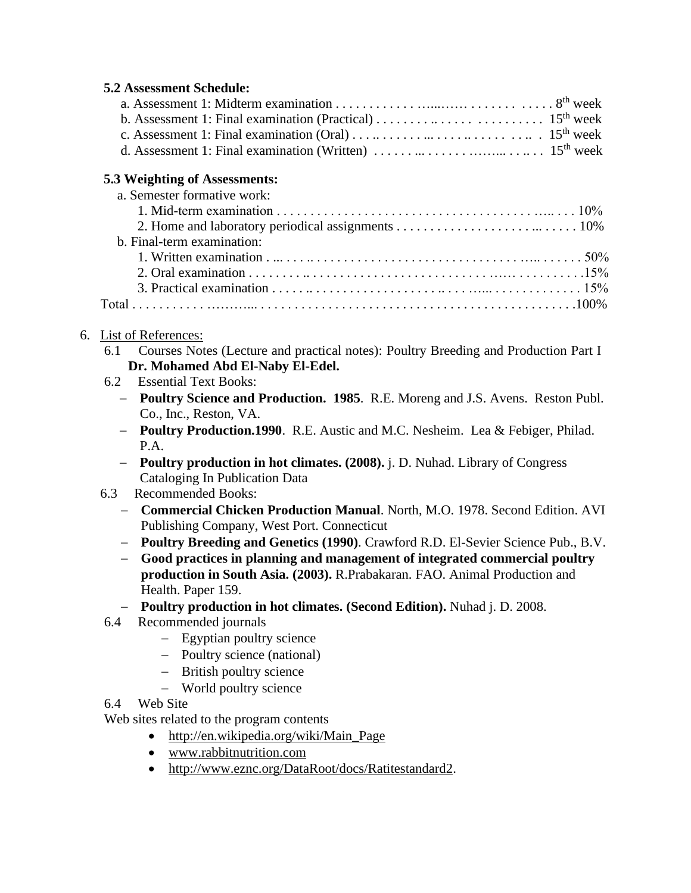**5.2 Assessment Schedule:**

a. Assessment 1: Midterm examination . . . . . . . . . . . . . ….…. . . . . . . . . . . . . . . 8th week
b. Assessment 1: Final examination (Practical) . . . . . . . . .. . . . . . . . . . . . . . . . . . 15th week
c. Assessment 1: Final examination (Oral) . . . .. . . . . . . . .. . . . . .. . . . . . . . .. . 15th week
d. Assessment 1: Final examination (Written) . . . . . . .. . . . . . . . …... . . .. . . 15th week

**5.3 Weighting of Assessments:**

a. Semester formative work:
  1. Mid-term examination . . . . . . . . . . . . . . . . . . . . . . . . . . . . . . . . . . . . . . . ….. . . . 10%
  2. Home and laboratory periodical assignments . . . . . . . . . . . . . . . . . . . . . . .. . . . . . . 10%
b. Final-term examination:
  1. Written examination . ... . . . .. . . . . . . . . . . . . . . . . . . . . . . . . . . . . . . . . …. . . . . . . 50%
  2. Oral examination . . . . . . . . .. . . . . . . . . . . . . . . . . . . . . . . . . . . . . …. . . . . . . . . . .15%
  3. Practical examination . . . . . .. . . . . . . . . . . . . . . . . . . . .. . . . . …. . . . . . . . . . . . . . 15%

Total . . . . . . . . . . . ………... . . . . . . . . . . . . . . . . . . . . . . . . . . . . . . . . . . . . . . . . . . . .100%

6. List of References:
   6.1 Courses Notes (Lecture and practical notes): Poultry Breeding and Production Part I **Dr. Mohamed Abd El-Naby El-Edel.**
   6.2 Essential Text Books:
   - **Poultry Science and Production. 1985**. R.E. Moreng and J.S. Avens. Reston Publ. Co., Inc., Reston, VA.
   - **Poultry Production.1990**. R.E. Austic and M.C. Nesheim. Lea & Febiger, Philad. P.A.
   - **Poultry production in hot climates. (2008).** j. D. Nuhad. Library of Congress Cataloging In Publication Data

   6.3 Recommended Books:
   - **Commercial Chicken Production Manual**. North, M.O. 1978. Second Edition. AVI Publishing Company, West Port. Connecticut
   - **Poultry Breeding and Genetics (1990)**. Crawford R.D. El-Sevier Science Pub., B.V.
   - **Good practices in planning and management of integrated commercial poultry production in South Asia. (2003).** R.Prabakaran. FAO. Animal Production and Health. Paper 159.
   - **Poultry production in hot climates. (Second Edition).** Nuhad j. D. 2008.

   6.4 Recommended journals
   - Egyptian poultry science
   - Poultry science (national)
   - British poultry science
   - World poultry science

   6.4 Web Site

   Web sites related to the program contents
   - http://en.wikipedia.org/wiki/Main_Page
   - www.rabbitnutrition.com
   - http://www.eznc.org/DataRoot/docs/Ratitestandard2.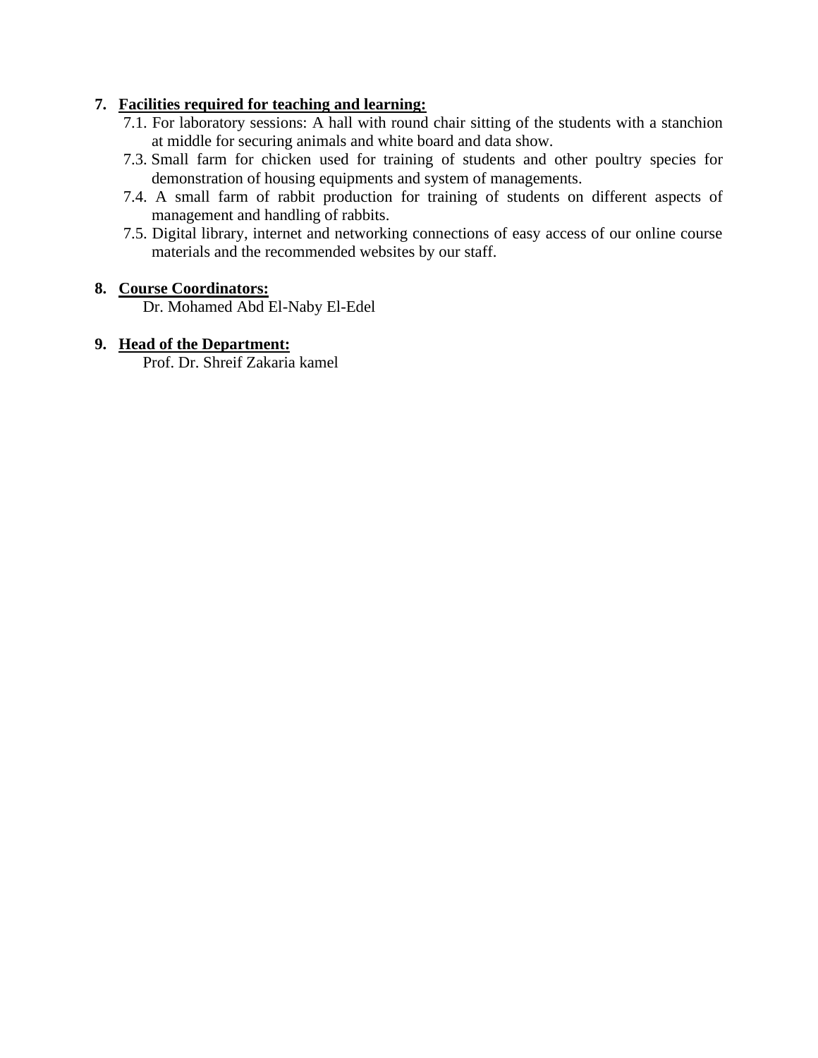7. **Facilities required for teaching and learning:**
   - 7.1. For laboratory sessions: A hall with round chair sitting of the students with a stanchion at middle for securing animals and white board and data show.
   - 7.3. Small farm for chicken used for training of students and other poultry species for demonstration of housing equipments and system of managements.
   - 7.4. A small farm of rabbit production for training of students on different aspects of management and handling of rabbits.
   - 7.5. Digital library, internet and networking connections of easy access of our online course materials and the recommended websites by our staff.

8. **Course Coordinators:**

   Dr. Mohamed Abd El-Naby El-Edel

9. **Head of the Department:**

   Prof. Dr. Shreif Zakaria kamel